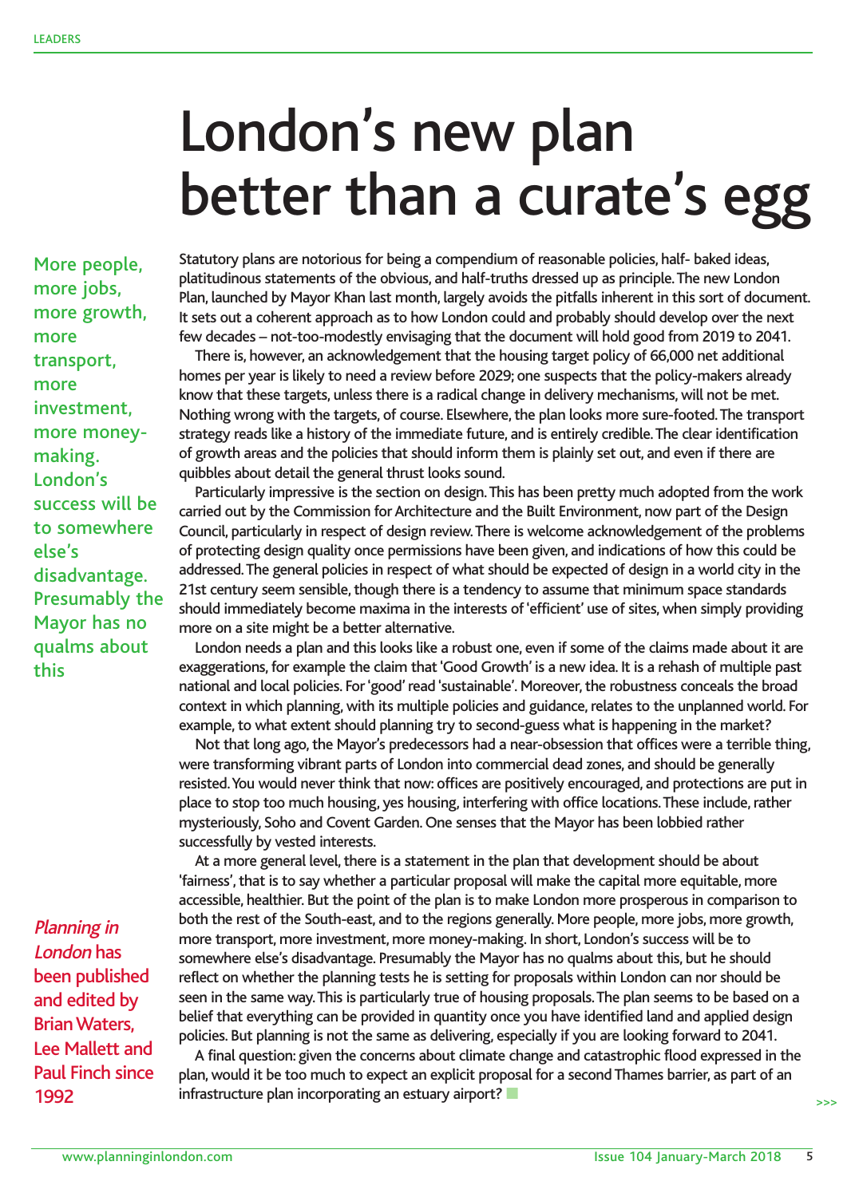# London's new plan better than a curate's egg

More people, more jobs, more growth, more transport, more investment, more money-making. London's success will be to somewhere else's disadvantage. Presumably the Mayor has no qualms about this

Statutory plans are notorious for being a compendium of reasonable policies, half- baked ideas, platitudinous statements of the obvious, and half-truths dressed up as principle. The new London Plan, launched by Mayor Khan last month, largely avoids the pitfalls inherent in this sort of document. It sets out a coherent approach as to how London could and probably should develop over the next few decades – not-too-modestly envisaging that the document will hold good from 2019 to 2041.

There is, however, an acknowledgement that the housing target policy of 66,000 net additional homes per year is likely to need a review before 2029; one suspects that the policy-makers already know that these targets, unless there is a radical change in delivery mechanisms, will not be met. Nothing wrong with the targets, of course. Elsewhere, the plan looks more sure-footed. The transport strategy reads like a history of the immediate future, and is entirely credible. The clear identification of growth areas and the policies that should inform them is plainly set out, and even if there are quibbles about detail the general thrust looks sound.

Particularly impressive is the section on design. This has been pretty much adopted from the work carried out by the Commission for Architecture and the Built Environment, now part of the Design Council, particularly in respect of design review. There is welcome acknowledgement of the problems of protecting design quality once permissions have been given, and indications of how this could be addressed. The general policies in respect of what should be expected of design in a world city in the 21st century seem sensible, though there is a tendency to assume that minimum space standards should immediately become maxima in the interests of 'efficient' use of sites, when simply providing more on a site might be a better alternative.

London needs a plan and this looks like a robust one, even if some of the claims made about it are exaggerations, for example the claim that 'Good Growth' is a new idea. It is a rehash of multiple past national and local policies. For 'good' read 'sustainable'. Moreover, the robustness conceals the broad context in which planning, with its multiple policies and guidance, relates to the unplanned world. For example, to what extent should planning try to second-guess what is happening in the market?

Not that long ago, the Mayor's predecessors had a near-obsession that offices were a terrible thing, were transforming vibrant parts of London into commercial dead zones, and should be generally resisted. You would never think that now: offices are positively encouraged, and protections are put in place to stop too much housing, yes housing, interfering with office locations. These include, rather mysteriously, Soho and Covent Garden. One senses that the Mayor has been lobbied rather successfully by vested interests.

At a more general level, there is a statement in the plan that development should be about 'fairness', that is to say whether a particular proposal will make the capital more equitable, more accessible, healthier. But the point of the plan is to make London more prosperous in comparison to both the rest of the South-east, and to the regions generally. More people, more jobs, more growth, more transport, more investment, more money-making. In short, London's success will be to somewhere else's disadvantage. Presumably the Mayor has no qualms about this, but he should reflect on whether the planning tests he is setting for proposals within London can nor should be seen in the same way. This is particularly true of housing proposals. The plan seems to be based on a belief that everything can be provided in quantity once you have identified land and applied design policies. But planning is not the same as delivering, especially if you are looking forward to 2041.

A final question: given the concerns about climate change and catastrophic flood expressed in the plan, would it be too much to expect an explicit proposal for a second Thames barrier, as part of an infrastructure plan incorporating an estuary airport?

*Planning in London* has been published and edited by Brian Waters, Lee Mallett and Paul Finch since 1992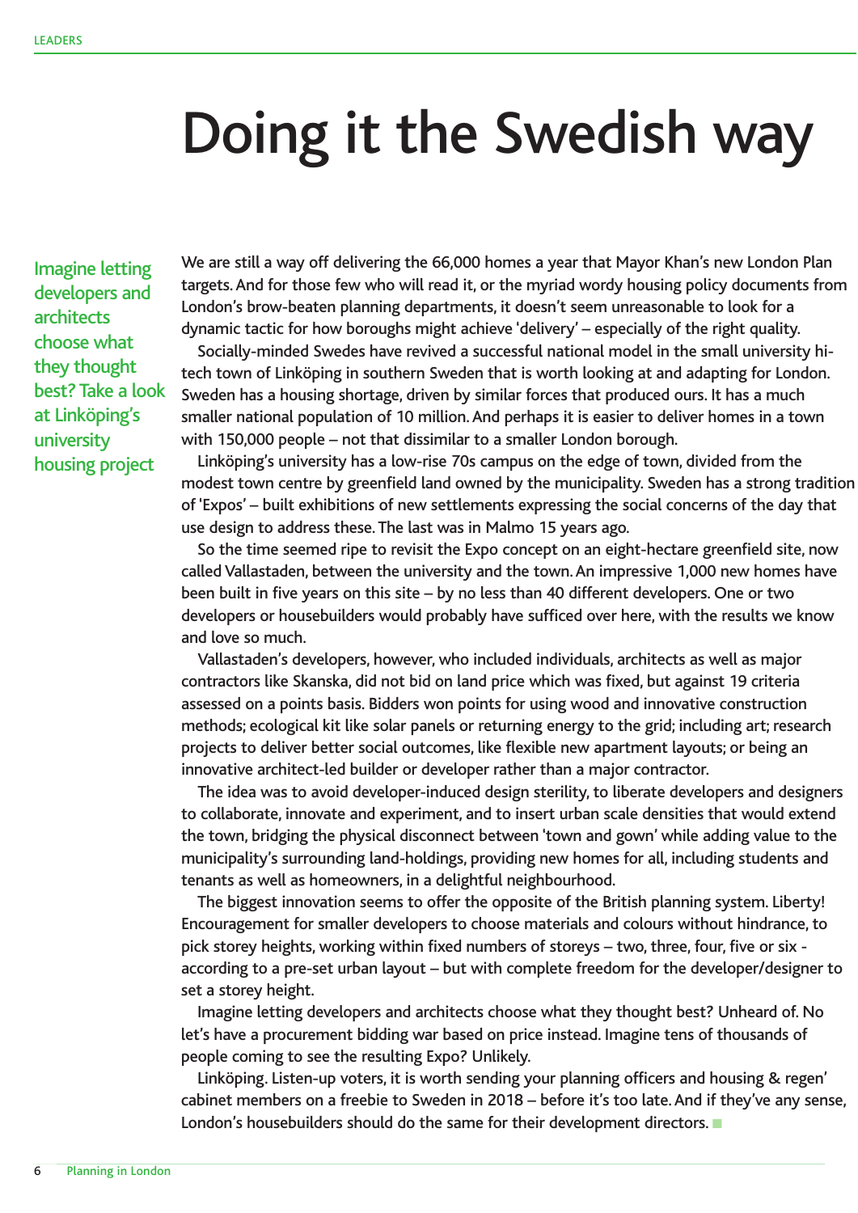# Doing it the Swedish way

**Imagine letting developers and architects choose what they thought best? Take a look at Linköping's university housing project**

We are still a way off delivering the 66,000 homes a year that Mayor Khan's new London Plan targets. And for those few who will read it, or the myriad wordy housing policy documents from London's brow-beaten planning departments, it doesn't seem unreasonable to look for a dynamic tactic for how boroughs might achieve 'delivery' – especially of the right quality.

Socially-minded Swedes have revived a successful national model in the small university hi-tech town of Linköping in southern Sweden that is worth looking at and adapting for London. Sweden has a housing shortage, driven by similar forces that produced ours. It has a much smaller national population of 10 million. And perhaps it is easier to deliver homes in a town with 150,000 people – not that dissimilar to a smaller London borough.

Linköping's university has a low-rise 70s campus on the edge of town, divided from the modest town centre by greenfield land owned by the municipality. Sweden has a strong tradition of 'Expos' – built exhibitions of new settlements expressing the social concerns of the day that use design to address these. The last was in Malmo 15 years ago.

So the time seemed ripe to revisit the Expo concept on an eight-hectare greenfield site, now called Vallastaden, between the university and the town. An impressive 1,000 new homes have been built in five years on this site – by no less than 40 different developers. One or two developers or housebuilders would probably have sufficed over here, with the results we know and love so much.

Vallastaden's developers, however, who included individuals, architects as well as major contractors like Skanska, did not bid on land price which was fixed, but against 19 criteria assessed on a points basis. Bidders won points for using wood and innovative construction methods; ecological kit like solar panels or returning energy to the grid; including art; research projects to deliver better social outcomes, like flexible new apartment layouts; or being an innovative architect-led builder or developer rather than a major contractor.

The idea was to avoid developer-induced design sterility, to liberate developers and designers to collaborate, innovate and experiment, and to insert urban scale densities that would extend the town, bridging the physical disconnect between 'town and gown' while adding value to the municipality's surrounding land-holdings, providing new homes for all, including students and tenants as well as homeowners, in a delightful neighbourhood.

The biggest innovation seems to offer the opposite of the British planning system. Liberty! Encouragement for smaller developers to choose materials and colours without hindrance, to pick storey heights, working within fixed numbers of storeys – two, three, four, five or six - according to a pre-set urban layout – but with complete freedom for the developer/designer to set a storey height.

Imagine letting developers and architects choose what they thought best? Unheard of. No let's have a procurement bidding war based on price instead. Imagine tens of thousands of people coming to see the resulting Expo? Unlikely.

Linköping. Listen-up voters, it is worth sending your planning officers and housing & regen' cabinet members on a freebie to Sweden in 2018 – before it's too late. And if they've any sense, London's housebuilders should do the same for their development directors. ■